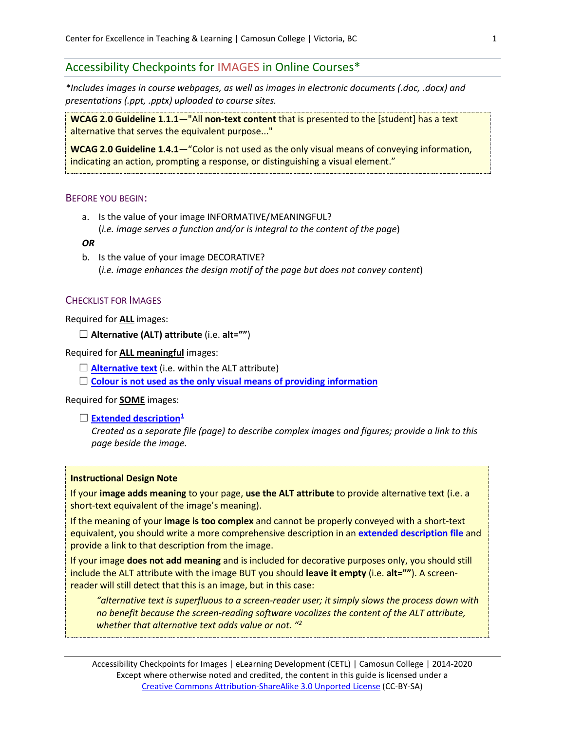## Accessibility Checkpoints for IMAGES in Online Courses*

*\*Includes images in course webpages, as well as images in electronic documents (.doc, .docx) and presentations (.ppt, .pptx) uploaded to course sites.*

> **WCAG 2.0 Guideline 1.1.1**—"All **non-text content** that is presented to the [student] has a text alternative that serves the equivalent purpose..."
>
> **WCAG 2.0 Guideline 1.4.1**—"Color is not used as the only visual means of conveying information, indicating an action, prompting a response, or distinguishing a visual element."

### Before you begin:

a. Is the value of your image INFORMATIVE/MEANINGFUL?
   (*i.e. image serves a function and/or is integral to the content of the page*)

***OR***

b. Is the value of your image DECORATIVE?
   (*i.e. image enhances the design motif of the page but does not convey content*)

### Checklist for Images

Required for **ALL** images:

- ☐ **Alternative (ALT) attribute** (i.e. **alt=""**)

Required for **ALL meaningful** images:

- ☐ **Alternative text** (i.e. within the ALT attribute)
- ☐ **Colour is not used as the only visual means of providing information**

Required for **SOME** images:

- ☐ **Extended description**[1]
  *Created as a separate file (page) to describe complex images and figures; provide a link to this page beside the image.*

> **Instructional Design Note**
>
> If your **image adds meaning** to your page, **use the ALT attribute** to provide alternative text (i.e. a short-text equivalent of the image's meaning).
>
> If the meaning of your **image is too complex** and cannot be properly conveyed with a short-text equivalent, you should write a more comprehensive description in an **extended description file** and provide a link to that description from the image.
>
> If your image **does not add meaning** and is included for decorative purposes only, you should still include the ALT attribute with the image BUT you should **leave it empty** (i.e. **alt=""**). A screen-reader will still detect that this is an image, but in this case:
>
> > *"alternative text is superfluous to a screen-reader user; it simply slows the process down with no benefit because the screen-reading software vocalizes the content of the ALT attribute, whether that alternative text adds value or not. "*[2]

Accessibility Checkpoints for Images | eLearning Development (CETL) | Camosun College | 2014-2020
Except where otherwise noted and credited, the content in this guide is licensed under a Creative Commons Attribution-ShareAlike 3.0 Unported License (CC-BY-SA)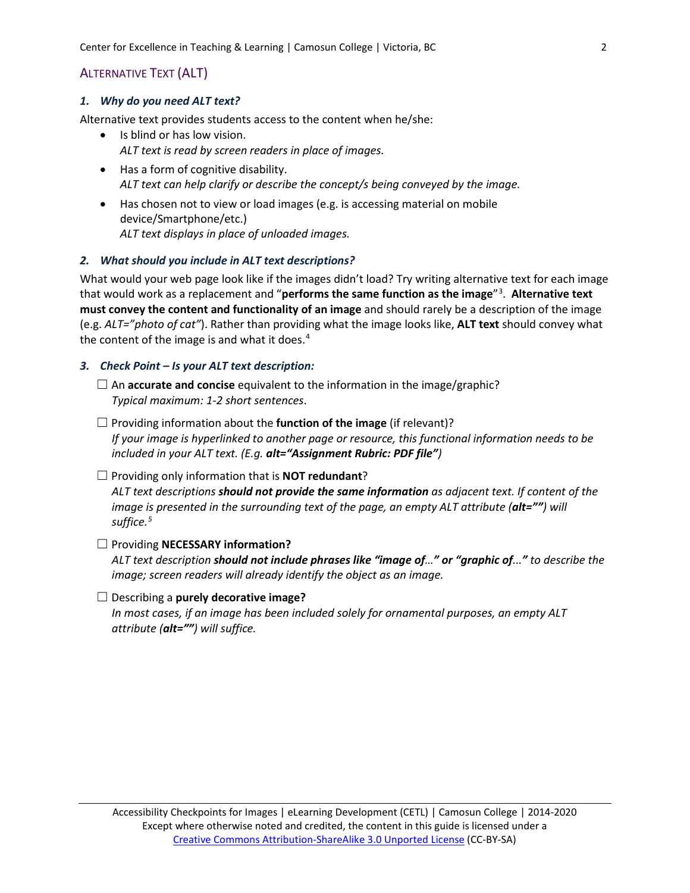## Alternative Text (ALT)

### *1. Why do you need ALT text?*

Alternative text provides students access to the content when he/she:

- Is blind or has low vision.
  *ALT text is read by screen readers in place of images.*
- Has a form of cognitive disability.
  *ALT text can help clarify or describe the concept/s being conveyed by the image.*
- Has chosen not to view or load images (e.g. is accessing material on mobile device/Smartphone/etc.)
  *ALT text displays in place of unloaded images.*

### *2. What should you include in ALT text descriptions?*

What would your web page look like if the images didn't load? Try writing alternative text for each image that would work as a replacement and "**performs the same function as the image**"[3]. **Alternative text must convey the content and functionality of an image** and should rarely be a description of the image (e.g. *ALT="photo of cat"*). Rather than providing what the image looks like, **ALT text** should convey what the content of the image is and what it does.[4]

### *3. Check Point – Is your ALT text description:*

☐ An **accurate and concise** equivalent to the information in the image/graphic?
*Typical maximum: 1-2 short sentences*.

☐ Providing information about the **function of the image** (if relevant)?
*If your image is hyperlinked to another page or resource, this functional information needs to be included in your ALT text. (E.g. **alt="Assignment Rubric: PDF file"**)*

☐ Providing only information that is **NOT redundant**?
*ALT text descriptions **should not provide the same information** as adjacent text. If content of the image is presented in the surrounding text of the page, an empty ALT attribute (**alt=""**) will suffice.*[5]

☐ Providing **NECESSARY information?**
*ALT text description **should not include phrases like "image of…" or "graphic of…"** to describe the image; screen readers will already identify the object as an image.*

☐ Describing a **purely decorative image?**
*In most cases, if an image has been included solely for ornamental purposes, an empty ALT attribute (**alt=""**) will suffice.*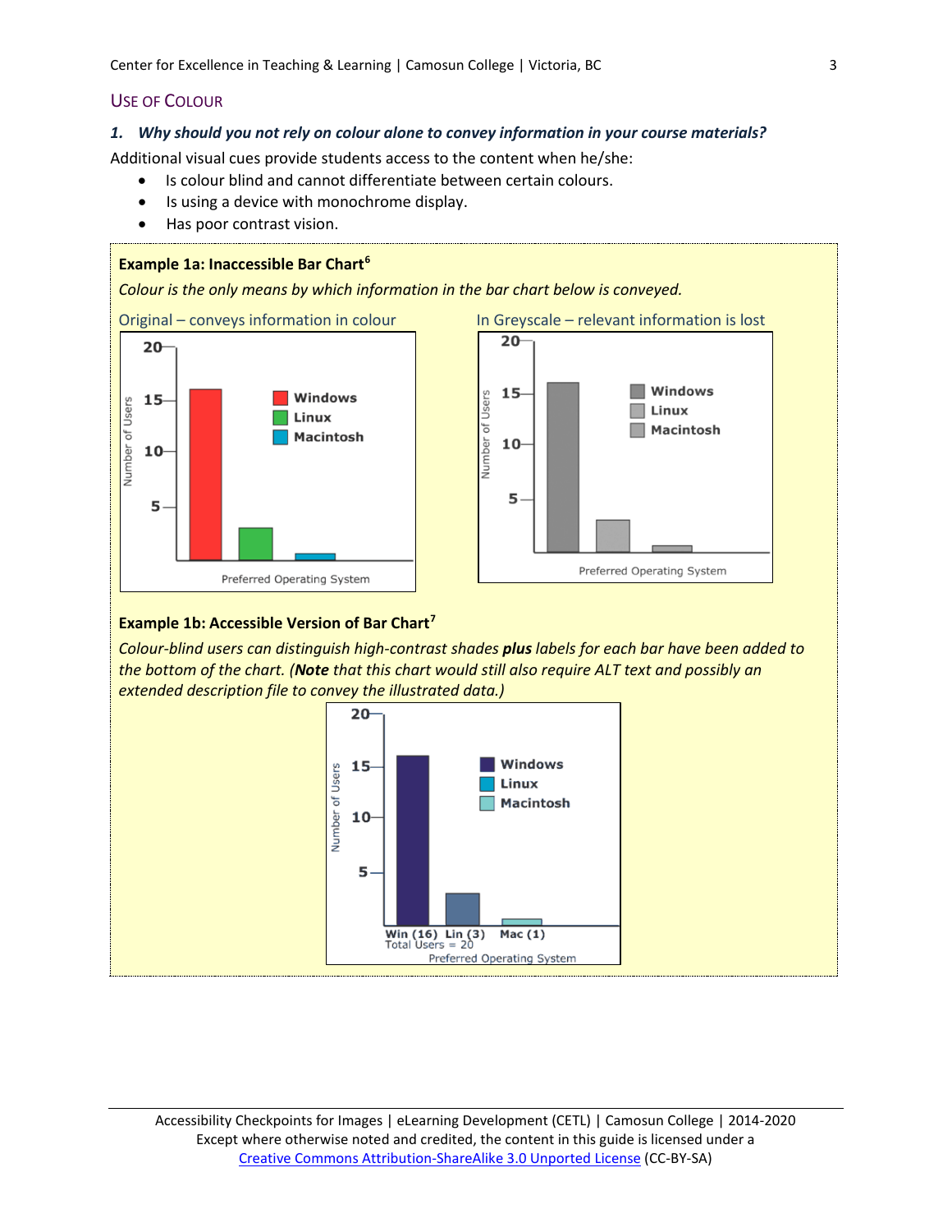## Use of Colour

### *1. Why should you not rely on colour alone to convey information in your course materials?*

Additional visual cues provide students access to the content when he/she:

- Is colour blind and cannot differentiate between certain colours.
- Is using a device with monochrome display.
- Has poor contrast vision.

**Example 1a: Inaccessible Bar Chart**[6]

*Colour is the only means by which information in the bar chart below is conveyed.*

Original – conveys information in colour

In Greyscale – relevant information is lost

**Example 1b: Accessible Version of Bar Chart**[7]

*Colour-blind users can distinguish high-contrast shades* ***plus*** *labels for each bar have been added to the bottom of the chart. (****Note*** *that this chart would still also require ALT text and possibly an extended description file to convey the illustrated data.)*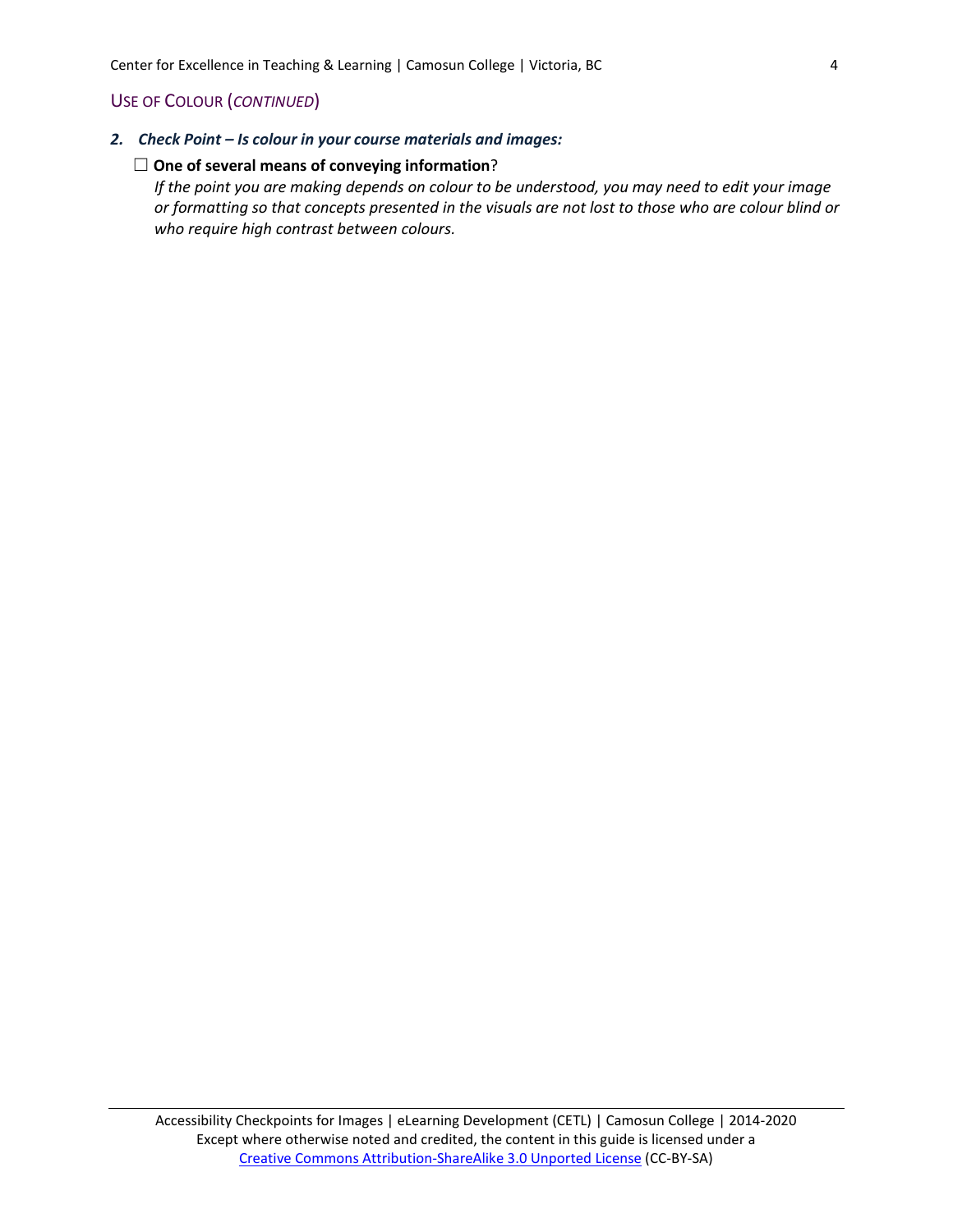## USE OF COLOUR (*CONTINUED*)

### *2. Check Point – Is colour in your course materials and images:*

☐ **One of several means of conveying information**?
*If the point you are making depends on colour to be understood, you may need to edit your image or formatting so that concepts presented in the visuals are not lost to those who are colour blind or who require high contrast between colours.*

Accessibility Checkpoints for Images | eLearning Development (CETL) | Camosun College | 2014-2020
Except where otherwise noted and credited, the content in this guide is licensed under a [Creative Commons Attribution-ShareAlike 3.0 Unported License](https://creativecommons.org/licenses/by-sa/3.0/) (CC-BY-SA)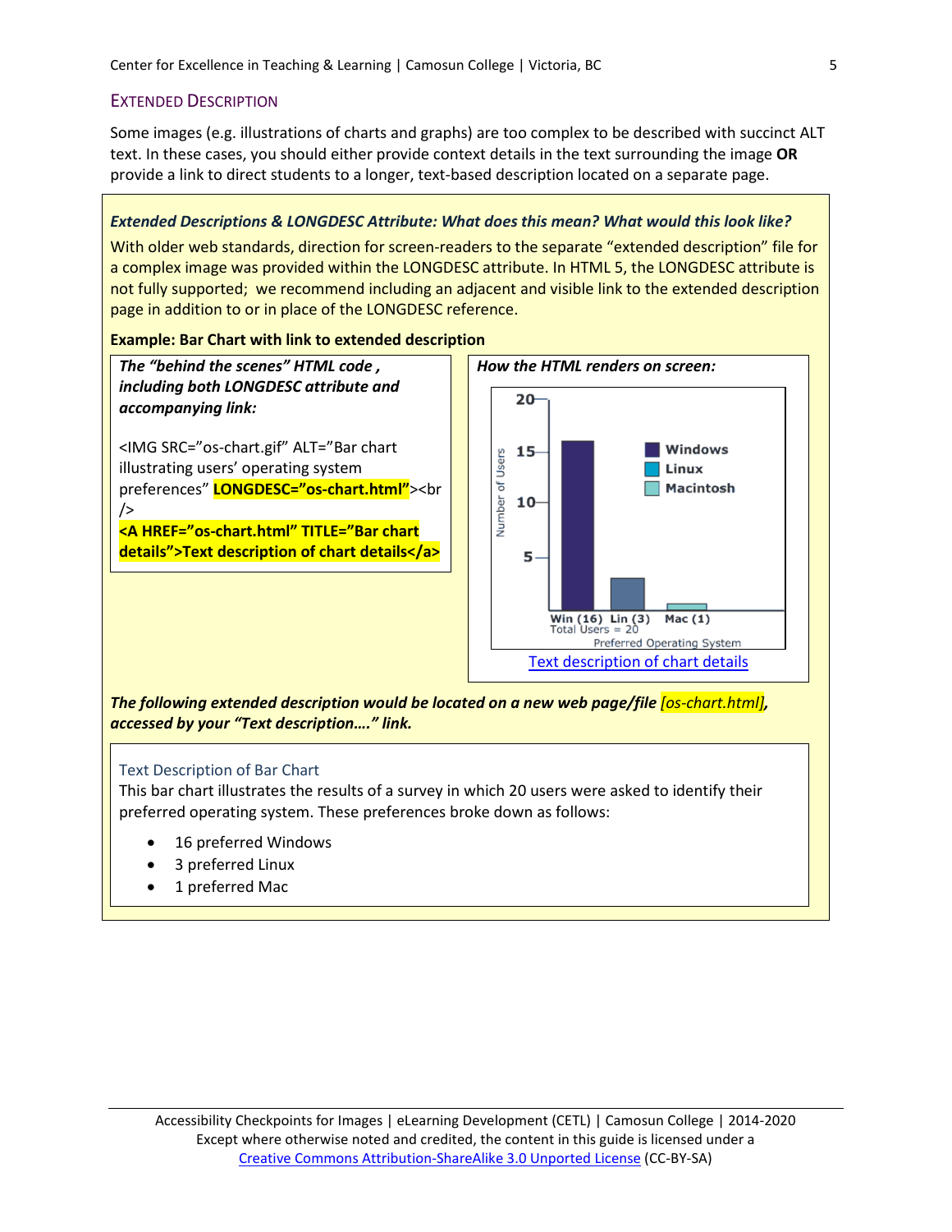## Extended Description

Some images (e.g. illustrations of charts and graphs) are too complex to be described with succinct ALT text. In these cases, you should either provide context details in the text surrounding the image **OR** provide a link to direct students to a longer, text-based description located on a separate page.

***Extended Descriptions & LONGDESC Attribute: What does this mean? What would this look like?***

With older web standards, direction for screen-readers to the separate "extended description" file for a complex image was provided within the LONGDESC attribute. In HTML 5, the LONGDESC attribute is not fully supported; we recommend including an adjacent and visible link to the extended description page in addition to or in place of the LONGDESC reference.

**Example: Bar Chart with link to extended description**

***The "behind the scenes" HTML code , including both LONGDESC attribute and accompanying link:***

```
<IMG SRC="os-chart.gif" ALT="Bar chart illustrating users' operating system preferences" LONGDESC="os-chart.html"><br />
<A HREF="os-chart.html" TITLE="Bar chart details">Text description of chart details</a>
```

***How the HTML renders on screen:***

Number of Users: 20, 15, 10, 5

Windows / Linux / Macintosh

Win (16) Lin (3) Mac (1)
Total Users = 20
Preferred Operating System

[Text description of chart details](os-chart.html)

***The following extended description would be located on a new web page/file [os-chart.html], accessed by your "Text description…." link.***

### Text Description of Bar Chart

This bar chart illustrates the results of a survey in which 20 users were asked to identify their preferred operating system. These preferences broke down as follows:

- 16 preferred Windows
- 3 preferred Linux
- 1 preferred Mac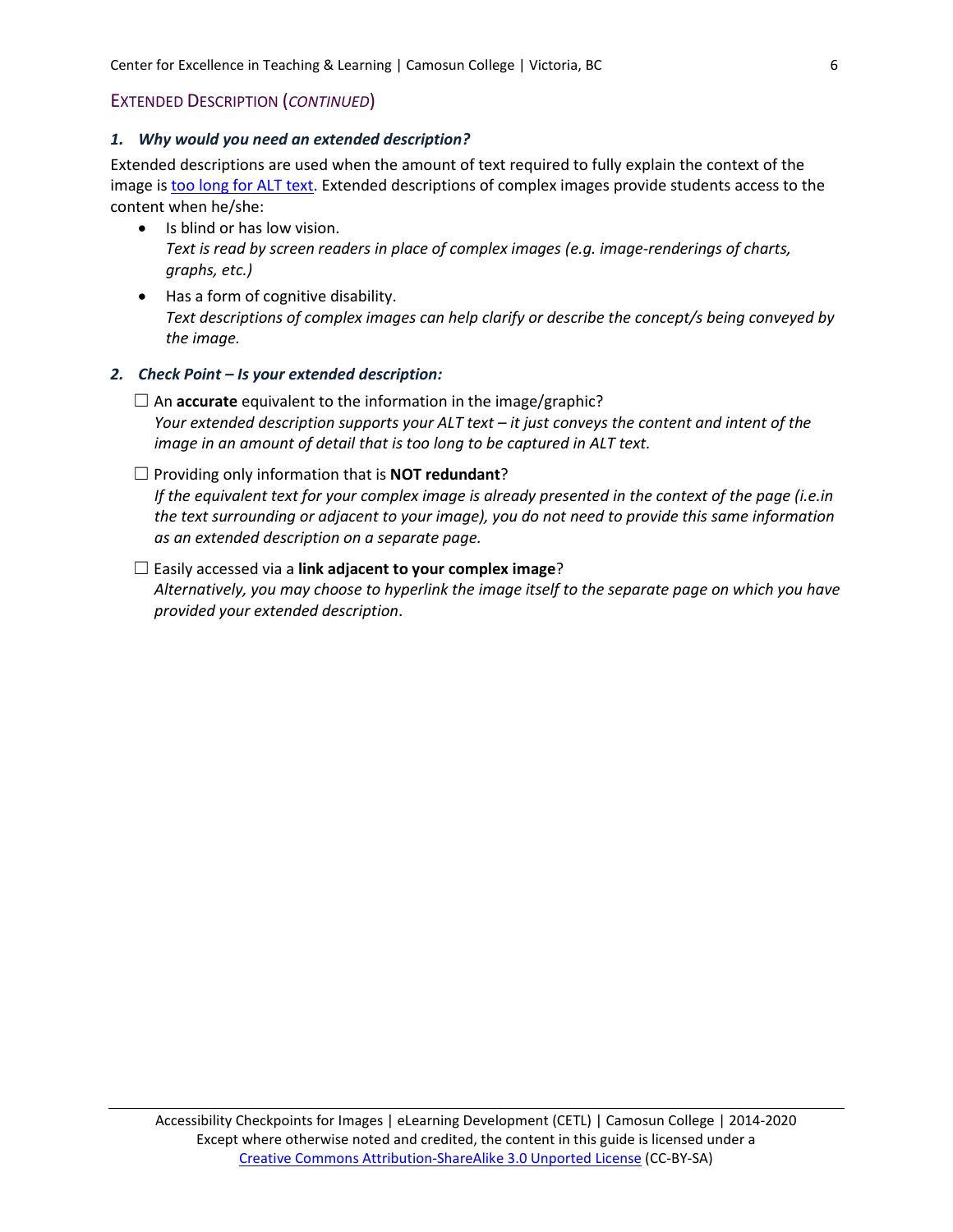## EXTENDED DESCRIPTION (*CONTINUED*)

### 1. *Why would you need an extended description?*

Extended descriptions are used when the amount of text required to fully explain the context of the image is [too long for ALT text](). Extended descriptions of complex images provide students access to the content when he/she:

- Is blind or has low vision.
  *Text is read by screen readers in place of complex images (e.g. image-renderings of charts, graphs, etc.)*
- Has a form of cognitive disability.
  *Text descriptions of complex images can help clarify or describe the concept/s being conveyed by the image.*

### 2. *Check Point – Is your extended description:*

☐ An **accurate** equivalent to the information in the image/graphic?
*Your extended description supports your ALT text – it just conveys the content and intent of the image in an amount of detail that is too long to be captured in ALT text.*

☐ Providing only information that is **NOT redundant**?
*If the equivalent text for your complex image is already presented in the context of the page (i.e.in the text surrounding or adjacent to your image), you do not need to provide this same information as an extended description on a separate page.*

☐ Easily accessed via a **link adjacent to your complex image**?
*Alternatively, you may choose to hyperlink the image itself to the separate page on which you have provided your extended description*.

---

Accessibility Checkpoints for Images | eLearning Development (CETL) | Camosun College | 2014-2020
Except where otherwise noted and credited, the content in this guide is licensed under a [Creative Commons Attribution-ShareAlike 3.0 Unported License]() (CC-BY-SA)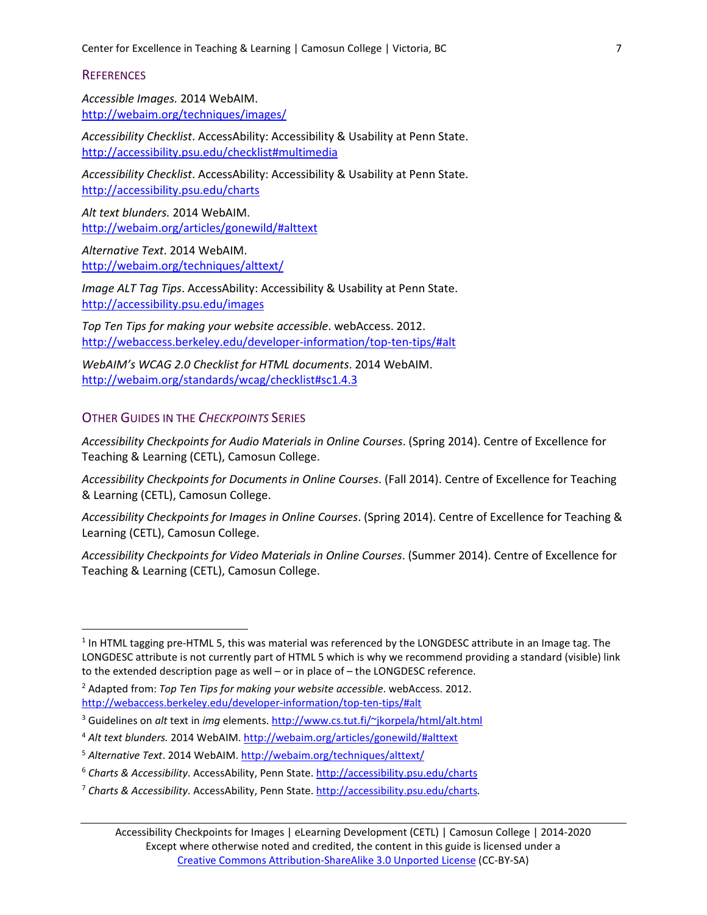## References

*Accessible Images.* 2014 WebAIM.
http://webaim.org/techniques/images/

*Accessibility Checklist*. AccessAbility: Accessibility & Usability at Penn State.
http://accessibility.psu.edu/checklist#multimedia

*Accessibility Checklist*. AccessAbility: Accessibility & Usability at Penn State.
http://accessibility.psu.edu/charts

*Alt text blunders.* 2014 WebAIM.
http://webaim.org/articles/gonewild/#alttext

*Alternative Text*. 2014 WebAIM.
http://webaim.org/techniques/alttext/

*Image ALT Tag Tips*. AccessAbility: Accessibility & Usability at Penn State.
http://accessibility.psu.edu/images

*Top Ten Tips for making your website accessible*. webAccess. 2012.
http://webaccess.berkeley.edu/developer-information/top-ten-tips/#alt

*WebAIM's WCAG 2.0 Checklist for HTML documents*. 2014 WebAIM.
http://webaim.org/standards/wcag/checklist#sc1.4.3

## Other Guides in the *Checkpoints* Series

*Accessibility Checkpoints for Audio Materials in Online Courses*. (Spring 2014). Centre of Excellence for Teaching & Learning (CETL), Camosun College.

*Accessibility Checkpoints for Documents in Online Courses*. (Fall 2014). Centre of Excellence for Teaching & Learning (CETL), Camosun College.

*Accessibility Checkpoints for Images in Online Courses*. (Spring 2014). Centre of Excellence for Teaching & Learning (CETL), Camosun College.

*Accessibility Checkpoints for Video Materials in Online Courses*. (Summer 2014). Centre of Excellence for Teaching & Learning (CETL), Camosun College.

---

[1] In HTML tagging pre-HTML 5, this was material was referenced by the LONGDESC attribute in an Image tag. The LONGDESC attribute is not currently part of HTML 5 which is why we recommend providing a standard (visible) link to the extended description page as well – or in place of – the LONGDESC reference.

[2] Adapted from: *Top Ten Tips for making your website accessible*. webAccess. 2012. http://webaccess.berkeley.edu/developer-information/top-ten-tips/#alt

[3] Guidelines on *alt* text in *img* elements. http://www.cs.tut.fi/~jkorpela/html/alt.html

[4] *Alt text blunders.* 2014 WebAIM. http://webaim.org/articles/gonewild/#alttext

[5] *Alternative Text*. 2014 WebAIM. http://webaim.org/techniques/alttext/

[6] *Charts & Accessibility*. AccessAbility, Penn State. http://accessibility.psu.edu/charts

[7] *Charts & Accessibility*. AccessAbility, Penn State. http://accessibility.psu.edu/charts.